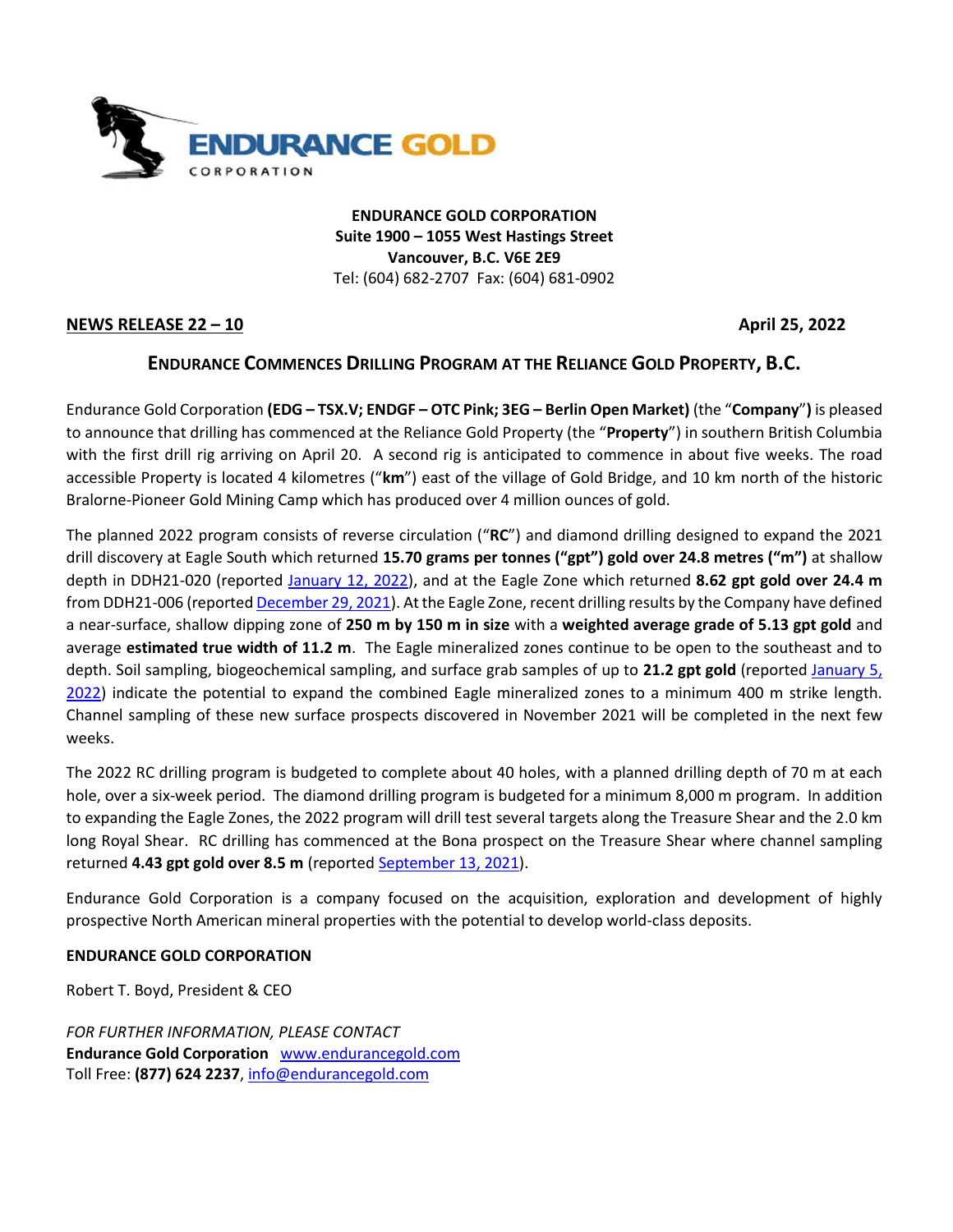**ENDURANCE GOLD CORPORATION**
**Suite 1900 – 1055 West Hastings Street**
**Vancouver, B.C. V6E 2E9**
Tel: (604) 682-2707 Fax: (604) 681-0902

**NEWS RELEASE 22 – 10** **April 25, 2022**

## ENDURANCE COMMENCES DRILLING PROGRAM AT THE RELIANCE GOLD PROPERTY, B.C.

Endurance Gold Corporation **(EDG – TSX.V; ENDGF – OTC Pink; 3EG – Berlin Open Market)** (the "**Company**"**)** is pleased to announce that drilling has commenced at the Reliance Gold Property (the "**Property**") in southern British Columbia with the first drill rig arriving on April 20. A second rig is anticipated to commence in about five weeks. The road accessible Property is located 4 kilometres ("**km**") east of the village of Gold Bridge, and 10 km north of the historic Bralorne-Pioneer Gold Mining Camp which has produced over 4 million ounces of gold.

The planned 2022 program consists of reverse circulation ("**RC**") and diamond drilling designed to expand the 2021 drill discovery at Eagle South which returned **15.70 grams per tonnes ("gpt") gold over 24.8 metres ("m")** at shallow depth in DDH21-020 (reported January 12, 2022), and at the Eagle Zone which returned **8.62 gpt gold over 24.4 m** from DDH21-006 (reported December 29, 2021). At the Eagle Zone, recent drilling results by the Company have defined a near-surface, shallow dipping zone of **250 m by 150 m in size** with a **weighted average grade of 5.13 gpt gold** and average **estimated true width of 11.2 m**. The Eagle mineralized zones continue to be open to the southeast and to depth. Soil sampling, biogeochemical sampling, and surface grab samples of up to **21.2 gpt gold** (reported January 5, 2022) indicate the potential to expand the combined Eagle mineralized zones to a minimum 400 m strike length. Channel sampling of these new surface prospects discovered in November 2021 will be completed in the next few weeks.

The 2022 RC drilling program is budgeted to complete about 40 holes, with a planned drilling depth of 70 m at each hole, over a six-week period. The diamond drilling program is budgeted for a minimum 8,000 m program. In addition to expanding the Eagle Zones, the 2022 program will drill test several targets along the Treasure Shear and the 2.0 km long Royal Shear. RC drilling has commenced at the Bona prospect on the Treasure Shear where channel sampling returned **4.43 gpt gold over 8.5 m** (reported September 13, 2021).

Endurance Gold Corporation is a company focused on the acquisition, exploration and development of highly prospective North American mineral properties with the potential to develop world-class deposits.

**ENDURANCE GOLD CORPORATION**

Robert T. Boyd, President & CEO

*FOR FURTHER INFORMATION, PLEASE CONTACT*
**Endurance Gold Corporation** www.endurancegold.com
Toll Free: **(877) 624 2237**, info@endurancegold.com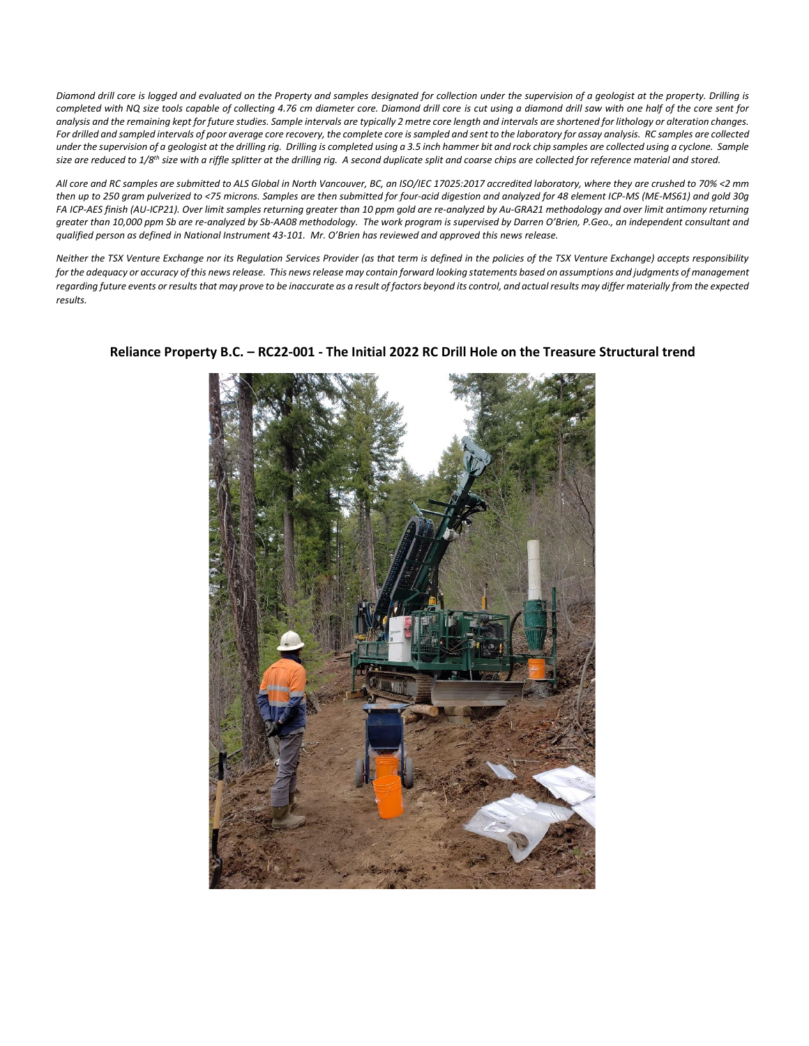*Diamond drill core is logged and evaluated on the Property and samples designated for collection under the supervision of a geologist at the property. Drilling is completed with NQ size tools capable of collecting 4.76 cm diameter core. Diamond drill core is cut using a diamond drill saw with one half of the core sent for analysis and the remaining kept for future studies. Sample intervals are typically 2 metre core length and intervals are shortened for lithology or alteration changes. For drilled and sampled intervals of poor average core recovery, the complete core is sampled and sent to the laboratory for assay analysis. RC samples are collected under the supervision of a geologist at the drilling rig. Drilling is completed using a 3.5 inch hammer bit and rock chip samples are collected using a cyclone. Sample size are reduced to 1/8th size with a riffle splitter at the drilling rig. A second duplicate split and coarse chips are collected for reference material and stored.*

*All core and RC samples are submitted to ALS Global in North Vancouver, BC, an ISO/IEC 17025:2017 accredited laboratory, where they are crushed to 70% <2 mm then up to 250 gram pulverized to <75 microns. Samples are then submitted for four-acid digestion and analyzed for 48 element ICP-MS (ME-MS61) and gold 30g FA ICP-AES finish (AU-ICP21). Over limit samples returning greater than 10 ppm gold are re-analyzed by Au-GRA21 methodology and over limit antimony returning greater than 10,000 ppm Sb are re-analyzed by Sb-AA08 methodology. The work program is supervised by Darren O'Brien, P.Geo., an independent consultant and qualified person as defined in National Instrument 43-101. Mr. O'Brien has reviewed and approved this news release.*

*Neither the TSX Venture Exchange nor its Regulation Services Provider (as that term is defined in the policies of the TSX Venture Exchange) accepts responsibility for the adequacy or accuracy of this news release. This news release may contain forward looking statements based on assumptions and judgments of management regarding future events or results that may prove to be inaccurate as a result of factors beyond its control, and actual results may differ materially from the expected results.*

**Reliance Property B.C. – RC22-001 - The Initial 2022 RC Drill Hole on the Treasure Structural trend**